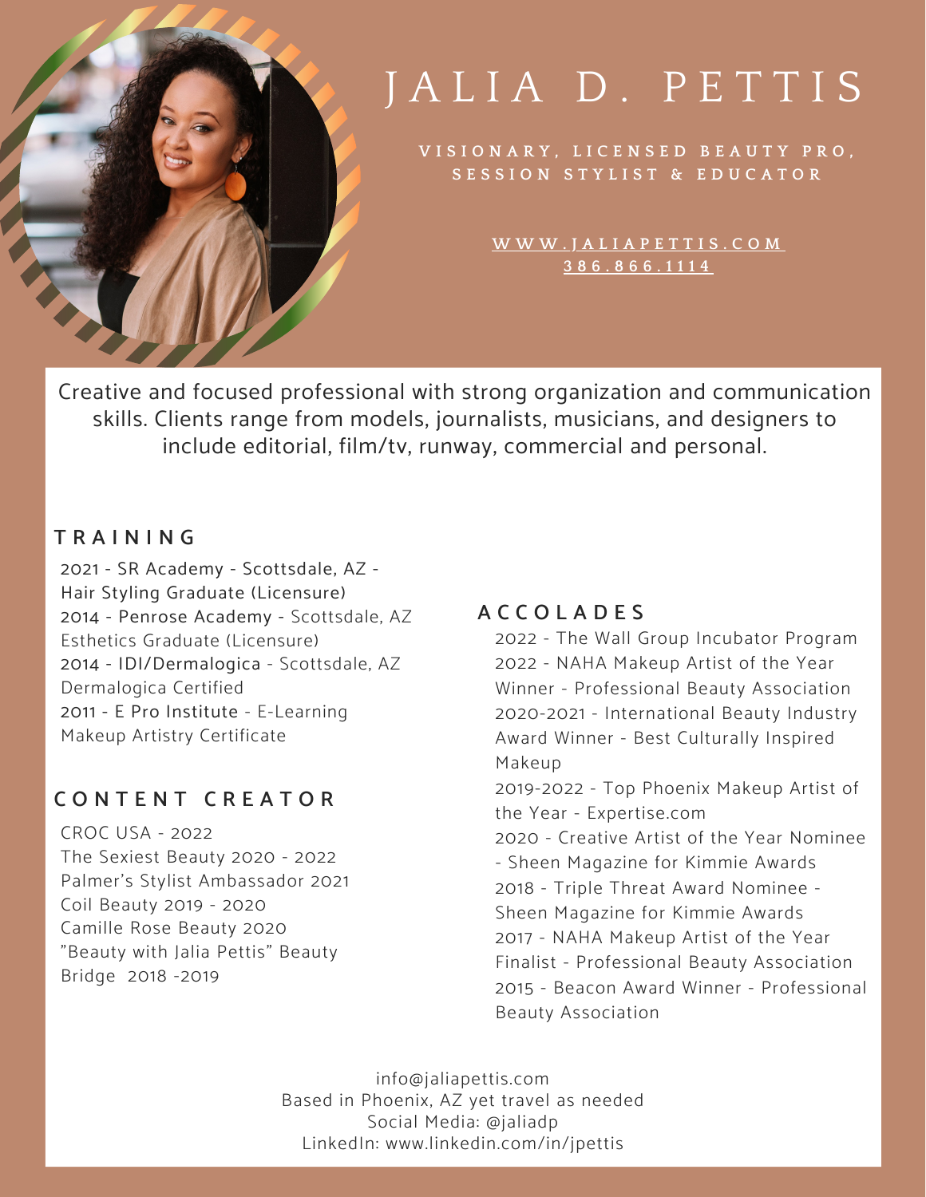# JALIA D. PETTIS

**VISIONARY, LICENSED BEAUTY PRO, SESSION STYLIST & EDUCATOR**

WWW.JALIAPETTIS.COM
386.866.1114

Creative and focused professional with strong organization and communication skills. Clients range from models, journalists, musicians, and designers to include editorial, film/tv, runway, commercial and personal.

## TRAINING

2021 - SR Academy - Scottsdale, AZ - Hair Styling Graduate (Licensure)
2014 - Penrose Academy - Scottsdale, AZ Esthetics Graduate (Licensure)
2014 - IDI/Dermalogica - Scottsdale, AZ Dermalogica Certified
2011 - E Pro Institute - E-Learning Makeup Artistry Certificate

## CONTENT CREATOR

CROC USA - 2022
The Sexiest Beauty 2020 - 2022
Palmer's Stylist Ambassador 2021
Coil Beauty 2019 - 2020
Camille Rose Beauty 2020
"Beauty with Jalia Pettis" Beauty Bridge 2018 -2019

## ACCOLADES

2022 - The Wall Group Incubator Program
2022 - NAHA Makeup Artist of the Year Winner - Professional Beauty Association
2020-2021 - International Beauty Industry Award Winner - Best Culturally Inspired Makeup
2019-2022 - Top Phoenix Makeup Artist of the Year - Expertise.com
2020 - Creative Artist of the Year Nominee - Sheen Magazine for Kimmie Awards
2018 - Triple Threat Award Nominee - Sheen Magazine for Kimmie Awards
2017 - NAHA Makeup Artist of the Year Finalist - Professional Beauty Association
2015 - Beacon Award Winner - Professional Beauty Association

info@jaliapettis.com
Based in Phoenix, AZ yet travel as needed
Social Media: @jaliadp
LinkedIn: www.linkedin.com/in/jpettis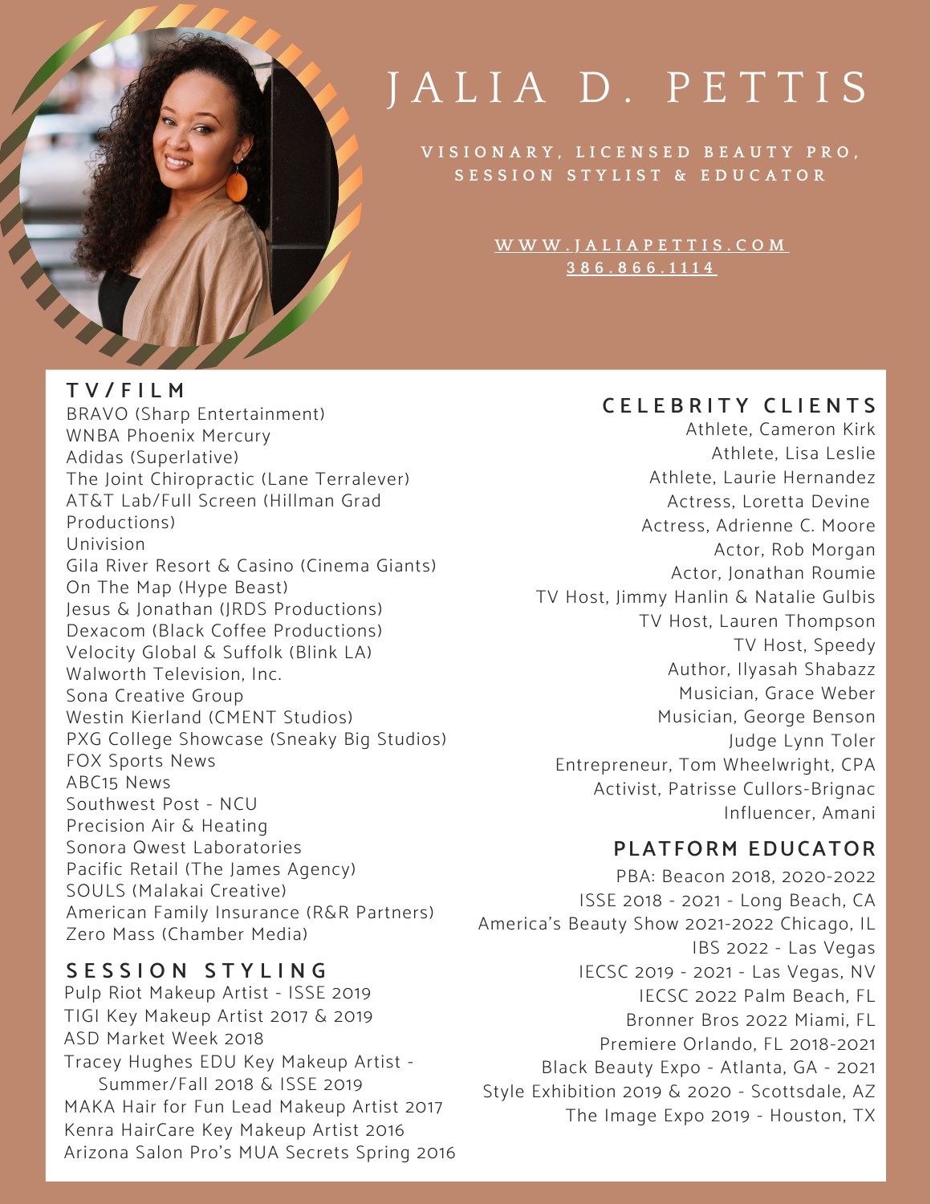# JALIA D. PETTIS

VISIONARY, LICENSED BEAUTY PRO, SESSION STYLIST & EDUCATOR

WWW.JALIAPETTIS.COM
386.866.1114

## TV/FILM

BRAVO (Sharp Entertainment)
WNBA Phoenix Mercury
Adidas (Superlative)
The Joint Chiropractic (Lane Terralever)
AT&T Lab/Full Screen (Hillman Grad Productions)
Univision
Gila River Resort & Casino (Cinema Giants)
On The Map (Hype Beast)
Jesus & Jonathan (JRDS Productions)
Dexacom (Black Coffee Productions)
Velocity Global & Suffolk (Blink LA)
Walworth Television, Inc.
Sona Creative Group
Westin Kierland (CMENT Studios)
PXG College Showcase (Sneaky Big Studios)
FOX Sports News
ABC15 News
Southwest Post - NCU
Precision Air & Heating
Sonora Qwest Laboratories
Pacific Retail (The James Agency)
SOULS (Malakai Creative)
American Family Insurance (R&R Partners)
Zero Mass (Chamber Media)

## SESSION STYLING

Pulp Riot Makeup Artist - ISSE 2019
TIGI Key Makeup Artist 2017 & 2019
ASD Market Week 2018
Tracey Hughes EDU Key Makeup Artist - Summer/Fall 2018 & ISSE 2019
MAKA Hair for Fun Lead Makeup Artist 2017
Kenra HairCare Key Makeup Artist 2016
Arizona Salon Pro's MUA Secrets Spring 2016

## CELEBRITY CLIENTS

Athlete, Cameron Kirk
Athlete, Lisa Leslie
Athlete, Laurie Hernandez
Actress, Loretta Devine
Actress, Adrienne C. Moore
Actor, Rob Morgan
Actor, Jonathan Roumie
TV Host, Jimmy Hanlin & Natalie Gulbis
TV Host, Lauren Thompson
TV Host, Speedy
Author, Ilyasah Shabazz
Musician, Grace Weber
Musician, George Benson
Judge Lynn Toler
Entrepreneur, Tom Wheelwright, CPA
Activist, Patrisse Cullors-Brignac
Influencer, Amani

## PLATFORM EDUCATOR

PBA: Beacon 2018, 2020-2022
ISSE 2018 - 2021 - Long Beach, CA
America's Beauty Show 2021-2022 Chicago, IL
IBS 2022 - Las Vegas
IECSC 2019 - 2021 - Las Vegas, NV
IECSC 2022 Palm Beach, FL
Bronner Bros 2022 Miami, FL
Premiere Orlando, FL 2018-2021
Black Beauty Expo - Atlanta, GA - 2021
Style Exhibition 2019 & 2020 - Scottsdale, AZ
The Image Expo 2019 - Houston, TX